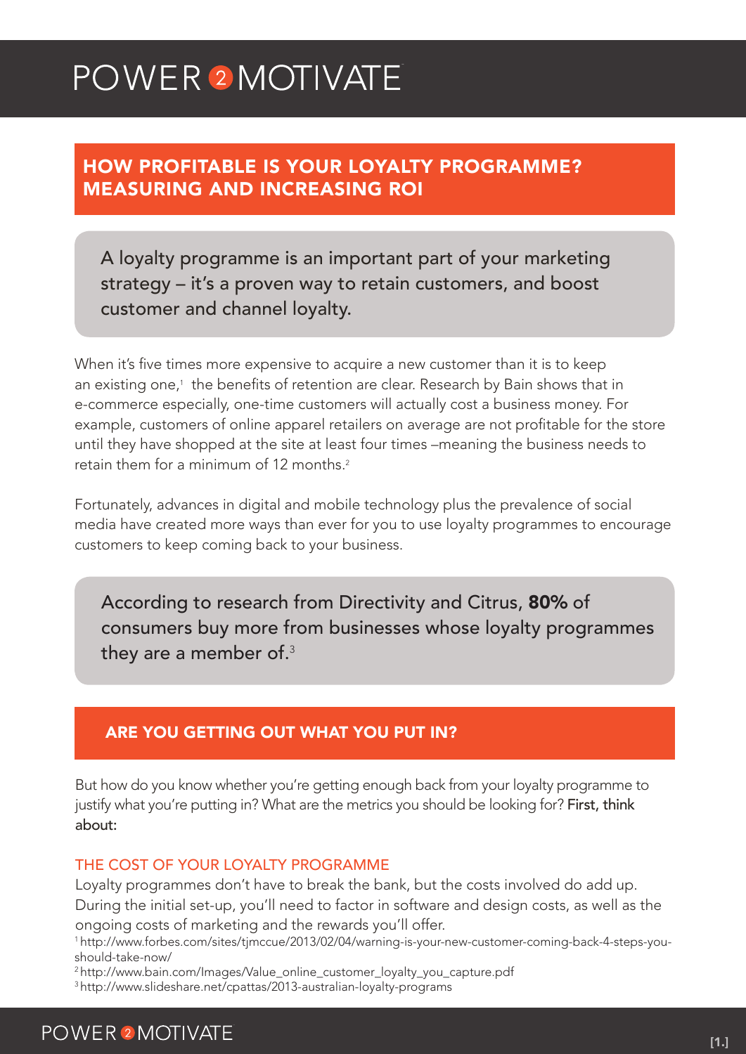# HOW PROFITABLE IS YOUR LOYALTY PROGRAMME? MEASURING AND INCREASING ROI

A loyalty programme is an important part of your marketing strategy – it's a proven way to retain customers, and boost customer and channel loyalty.

When it's five times more expensive to acquire a new customer than it is to keep an existing one,[1] the benefits of retention are clear. Research by Bain shows that in e-commerce especially, one-time customers will actually cost a business money. For example, customers of online apparel retailers on average are not profitable for the store until they have shopped at the site at least four times –meaning the business needs to retain them for a minimum of 12 months.[2]

Fortunately, advances in digital and mobile technology plus the prevalence of social media have created more ways than ever for you to use loyalty programmes to encourage customers to keep coming back to your business.

According to research from Directivity and Citrus, **80%** of consumers buy more from businesses whose loyalty programmes they are a member of.[3]

## ARE YOU GETTING OUT WHAT YOU PUT IN?

But how do you know whether you're getting enough back from your loyalty programme to justify what you're putting in? What are the metrics you should be looking for? First, think about:

### THE COST OF YOUR LOYALTY PROGRAMME

Loyalty programmes don't have to break the bank, but the costs involved do add up. During the initial set-up, you'll need to factor in software and design costs, as well as the ongoing costs of marketing and the rewards you'll offer.

[1] http://www.forbes.com/sites/tjmccue/2013/02/04/warning-is-your-new-customer-coming-back-4-steps-you-should-take-now/

[2] http://www.bain.com/Images/Value_online_customer_loyalty_you_capture.pdf

[3] http://www.slideshare.net/cpattas/2013-australian-loyalty-programs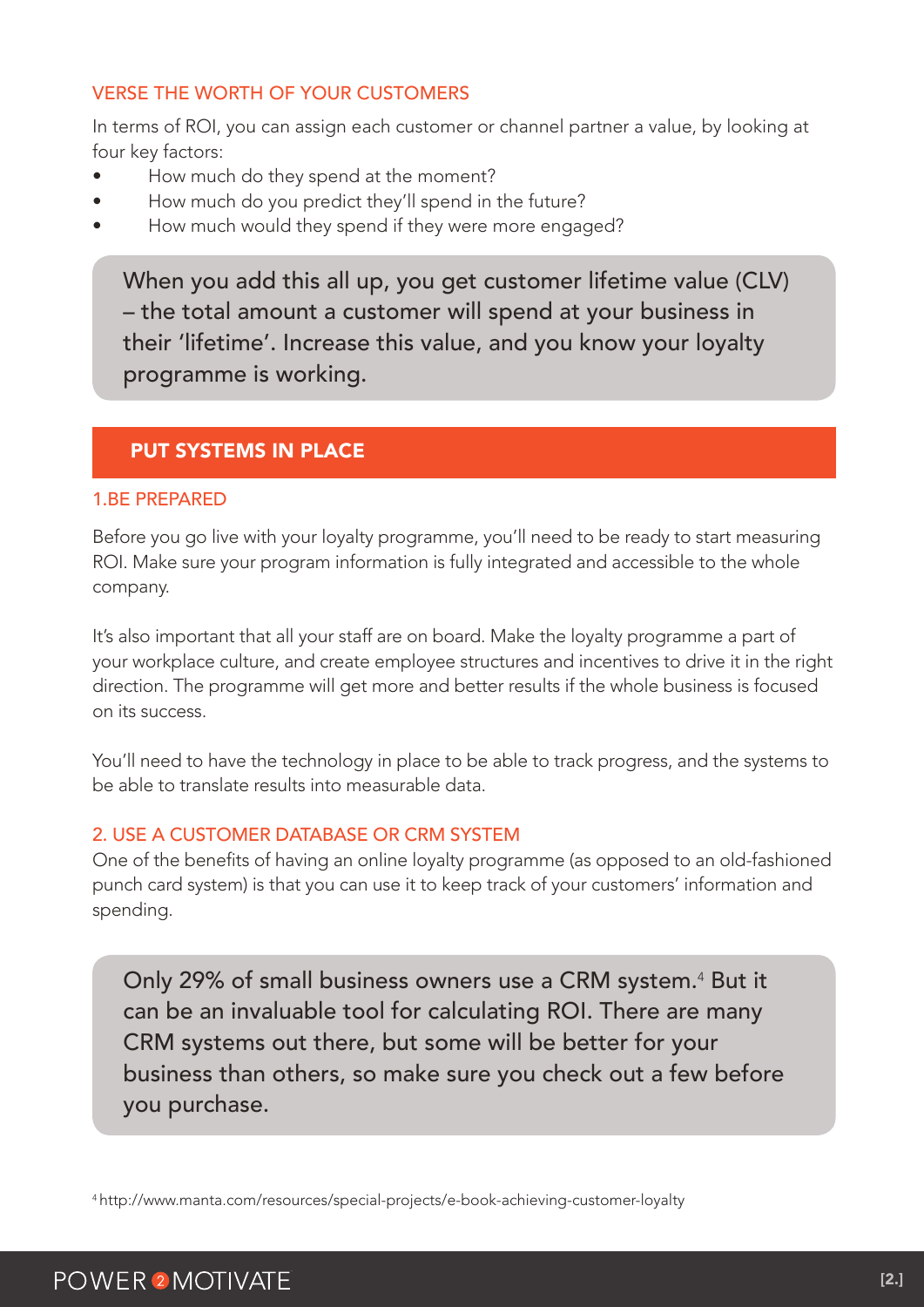### VERSE THE WORTH OF YOUR CUSTOMERS

In terms of ROI, you can assign each customer or channel partner a value, by looking at four key factors:

- How much do they spend at the moment?
- How much do you predict they'll spend in the future?
- How much would they spend if they were more engaged?

> When you add this all up, you get customer lifetime value (CLV) – the total amount a customer will spend at your business in their 'lifetime'. Increase this value, and you know your loyalty programme is working.

## PUT SYSTEMS IN PLACE

### 1.BE PREPARED

Before you go live with your loyalty programme, you'll need to be ready to start measuring ROI. Make sure your program information is fully integrated and accessible to the whole company.

It's also important that all your staff are on board. Make the loyalty programme a part of your workplace culture, and create employee structures and incentives to drive it in the right direction. The programme will get more and better results if the whole business is focused on its success.

You'll need to have the technology in place to be able to track progress, and the systems to be able to translate results into measurable data.

### 2. USE A CUSTOMER DATABASE OR CRM SYSTEM

One of the benefits of having an online loyalty programme (as opposed to an old-fashioned punch card system) is that you can use it to keep track of your customers' information and spending.

> Only 29% of small business owners use a CRM system.[4] But it can be an invaluable tool for calculating ROI. There are many CRM systems out there, but some will be better for your business than others, so make sure you check out a few before you purchase.

[4] http://www.manta.com/resources/special-projects/e-book-achieving-customer-loyalty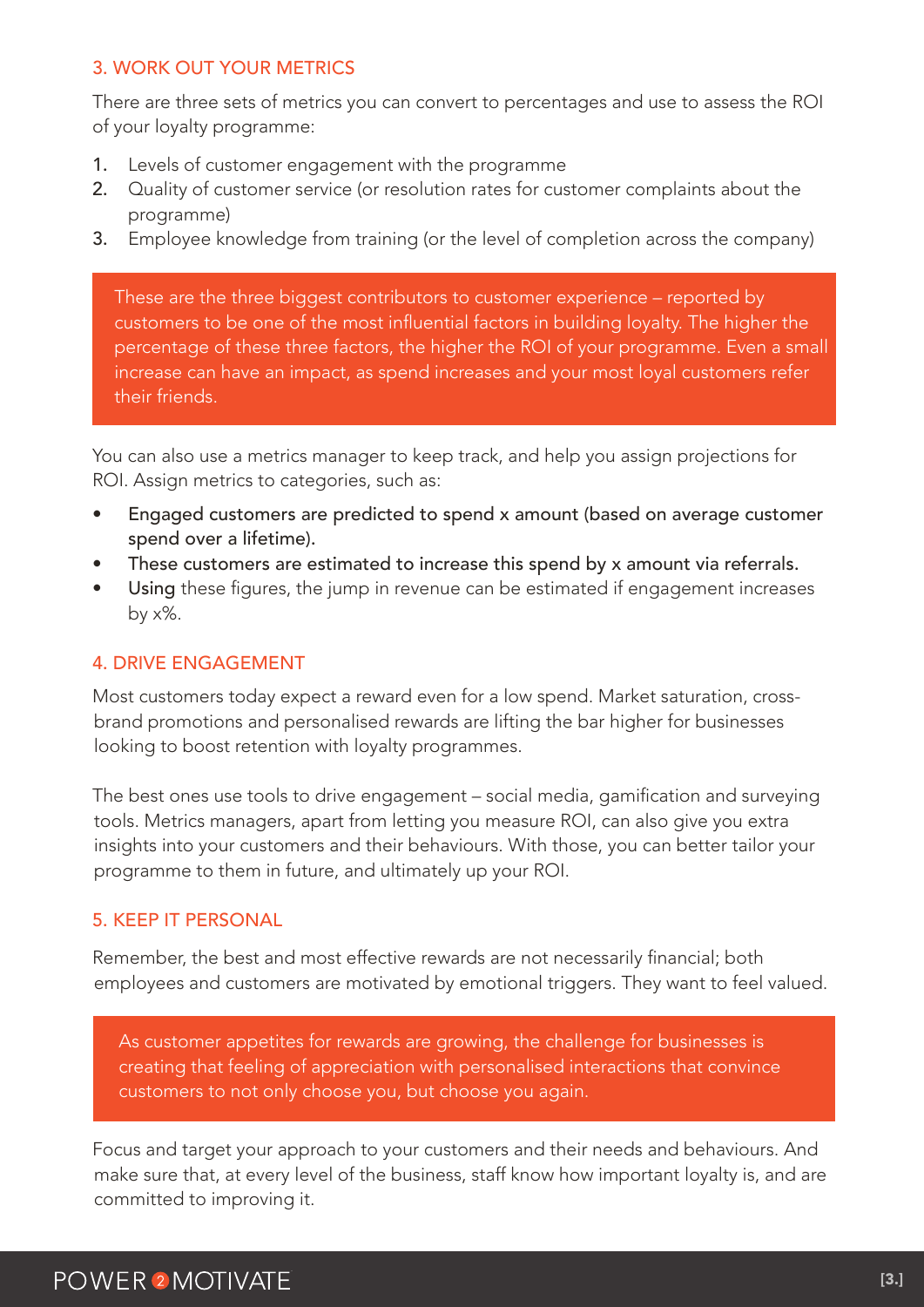## 3. WORK OUT YOUR METRICS

There are three sets of metrics you can convert to percentages and use to assess the ROI of your loyalty programme:

1. Levels of customer engagement with the programme
2. Quality of customer service (or resolution rates for customer complaints about the programme)
3. Employee knowledge from training (or the level of completion across the company)

> These are the three biggest contributors to customer experience – reported by customers to be one of the most influential factors in building loyalty. The higher the percentage of these three factors, the higher the ROI of your programme. Even a small increase can have an impact, as spend increases and your most loyal customers refer their friends.

You can also use a metrics manager to keep track, and help you assign projections for ROI. Assign metrics to categories, such as:

- Engaged customers are predicted to spend x amount (based on average customer spend over a lifetime).
- These customers are estimated to increase this spend by x amount via referrals.
- Using these figures, the jump in revenue can be estimated if engagement increases by x%.

## 4. DRIVE ENGAGEMENT

Most customers today expect a reward even for a low spend. Market saturation, cross-brand promotions and personalised rewards are lifting the bar higher for businesses looking to boost retention with loyalty programmes.

The best ones use tools to drive engagement – social media, gamification and surveying tools. Metrics managers, apart from letting you measure ROI, can also give you extra insights into your customers and their behaviours. With those, you can better tailor your programme to them in future, and ultimately up your ROI.

## 5. KEEP IT PERSONAL

Remember, the best and most effective rewards are not necessarily financial; both employees and customers are motivated by emotional triggers. They want to feel valued.

> As customer appetites for rewards are growing, the challenge for businesses is creating that feeling of appreciation with personalised interactions that convince customers to not only choose you, but choose you again.

Focus and target your approach to your customers and their needs and behaviours. And make sure that, at every level of the business, staff know how important loyalty is, and are committed to improving it.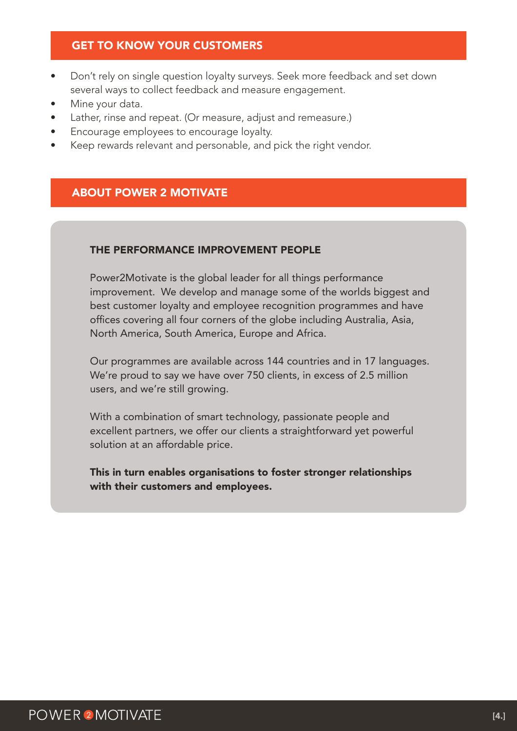## GET TO KNOW YOUR CUSTOMERS

- Don't rely on single question loyalty surveys. Seek more feedback and set down several ways to collect feedback and measure engagement.
- Mine your data.
- Lather, rinse and repeat. (Or measure, adjust and remeasure.)
- Encourage employees to encourage loyalty.
- Keep rewards relevant and personable, and pick the right vendor.

## ABOUT POWER 2 MOTIVATE

### THE PERFORMANCE IMPROVEMENT PEOPLE

Power2Motivate is the global leader for all things performance improvement.  We develop and manage some of the worlds biggest and best customer loyalty and employee recognition programmes and have offices covering all four corners of the globe including Australia, Asia, North America, South America, Europe and Africa.

Our programmes are available across 144 countries and in 17 languages. We're proud to say we have over 750 clients, in excess of 2.5 million users, and we're still growing.

With a combination of smart technology, passionate people and excellent partners, we offer our clients a straightforward yet powerful solution at an affordable price.

**This in turn enables organisations to foster stronger relationships with their customers and employees.**